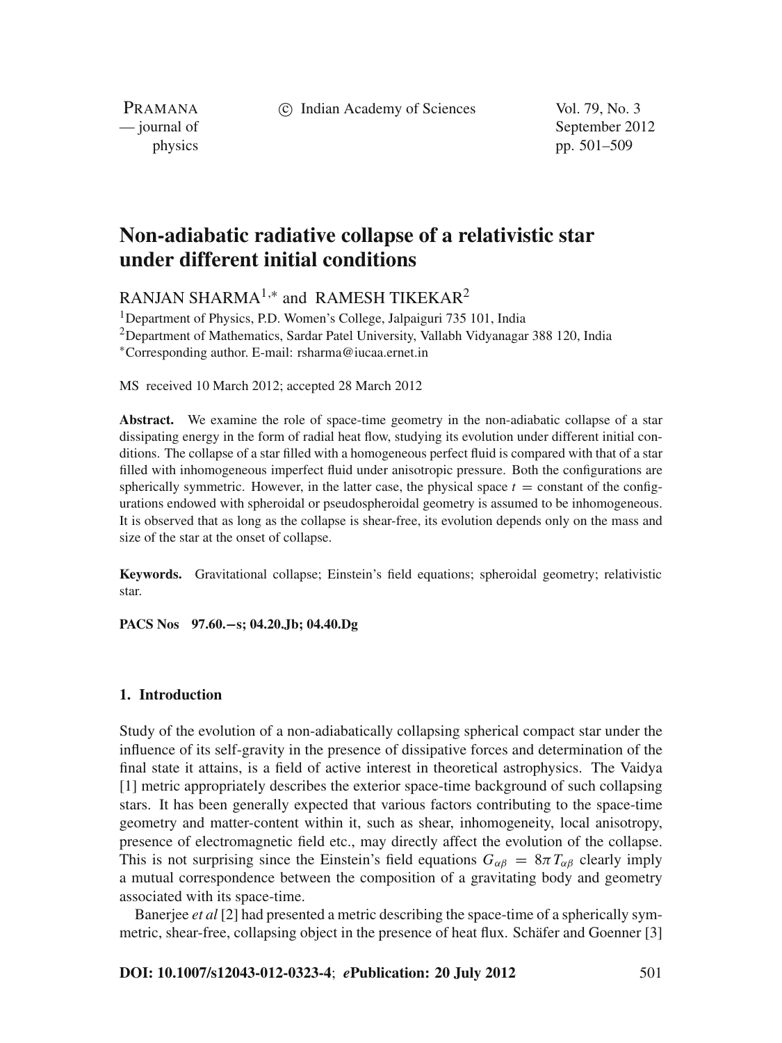# Non-adiabatic radiative collapse of a relativistic star under different initial conditions

RANJAN SHARMA[1,*] and RAMESH TIKEKAR[2]

[1]Department of Physics, P.D. Women's College, Jalpaiguri 735 101, India

[2]Department of Mathematics, Sardar Patel University, Vallabh Vidyanagar 388 120, India

[*]Corresponding author. E-mail: rsharma@iucaa.ernet.in

MS received 10 March 2012; accepted 28 March 2012

**Abstract.** We examine the role of space-time geometry in the non-adiabatic collapse of a star dissipating energy in the form of radial heat flow, studying its evolution under different initial conditions. The collapse of a star filled with a homogeneous perfect fluid is compared with that of a star filled with inhomogeneous imperfect fluid under anisotropic pressure. Both the configurations are spherically symmetric. However, in the latter case, the physical space $t$ = constant of the configurations endowed with spheroidal or pseudospheroidal geometry is assumed to be inhomogeneous. It is observed that as long as the collapse is shear-free, its evolution depends only on the mass and size of the star at the onset of collapse.

**Keywords.** Gravitational collapse; Einstein's field equations; spheroidal geometry; relativistic star.

**PACS Nos** 97.60.−s; 04.20.Jb; 04.40.Dg

## 1. Introduction

Study of the evolution of a non-adiabatically collapsing spherical compact star under the influence of its self-gravity in the presence of dissipative forces and determination of the final state it attains, is a field of active interest in theoretical astrophysics. The Vaidya [1] metric appropriately describes the exterior space-time background of such collapsing stars. It has been generally expected that various factors contributing to the space-time geometry and matter-content within it, such as shear, inhomogeneity, local anisotropy, presence of electromagnetic field etc., may directly affect the evolution of the collapse. This is not surprising since the Einstein's field equations $G_{\alpha\beta} = 8\pi T_{\alpha\beta}$ clearly imply a mutual correspondence between the composition of a gravitating body and geometry associated with its space-time.

Banerjee *et al* [2] had presented a metric describing the space-time of a spherically symmetric, shear-free, collapsing object in the presence of heat flux. Schäfer and Goenner [3]

**DOI: 10.1007/s12043-012-0323-4**; ***e*Publication: 20 July 2012**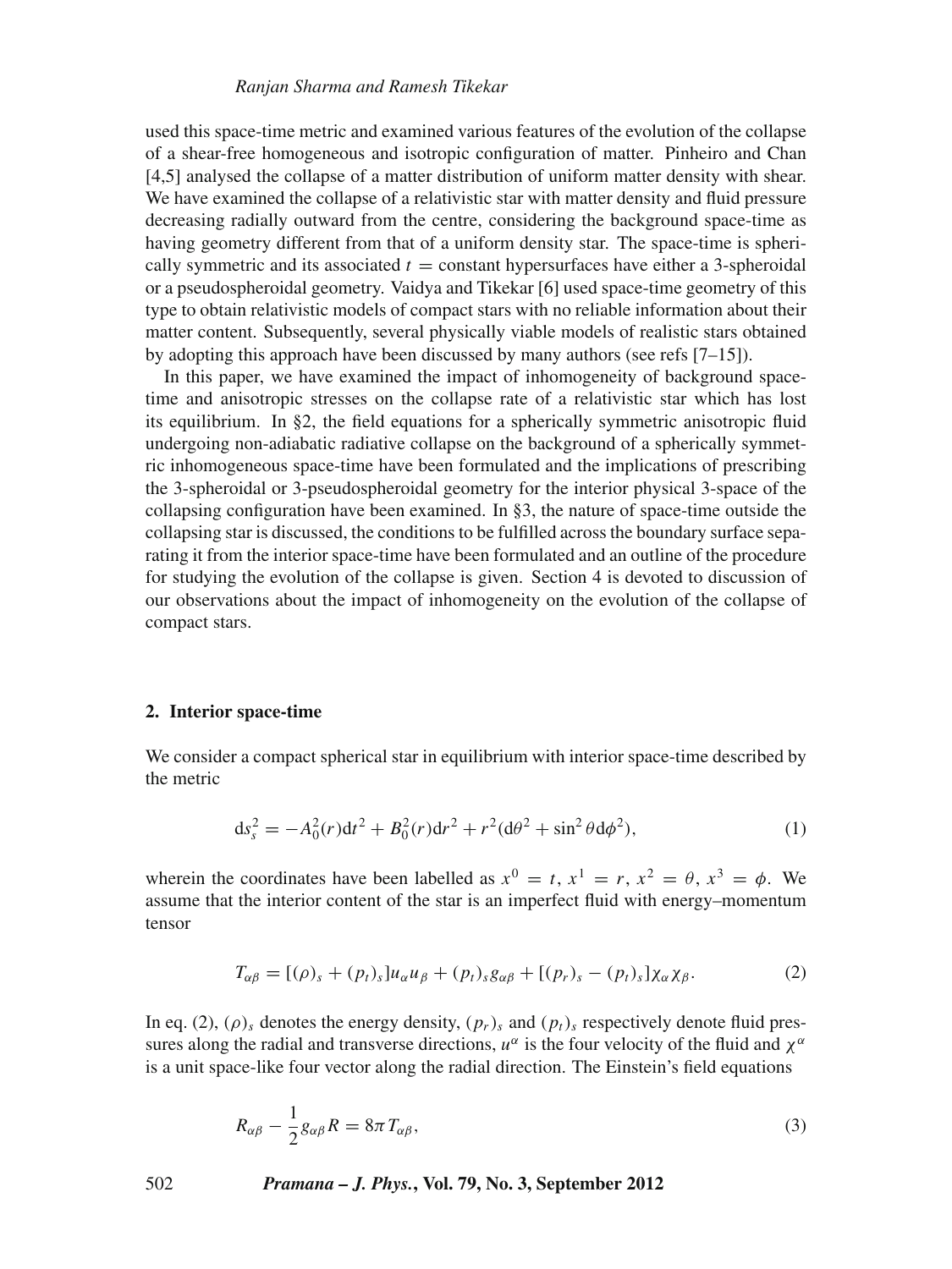used this space-time metric and examined various features of the evolution of the collapse of a shear-free homogeneous and isotropic configuration of matter. Pinheiro and Chan [4,5] analysed the collapse of a matter distribution of uniform matter density with shear. We have examined the collapse of a relativistic star with matter density and fluid pressure decreasing radially outward from the centre, considering the background space-time as having geometry different from that of a uniform density star. The space-time is spherically symmetric and its associated $t$ = constant hypersurfaces have either a 3-spheroidal or a pseudospheroidal geometry. Vaidya and Tikekar [6] used space-time geometry of this type to obtain relativistic models of compact stars with no reliable information about their matter content. Subsequently, several physically viable models of realistic stars obtained by adopting this approach have been discussed by many authors (see refs [7–15]).

In this paper, we have examined the impact of inhomogeneity of background space-time and anisotropic stresses on the collapse rate of a relativistic star which has lost its equilibrium. In §2, the field equations for a spherically symmetric anisotropic fluid undergoing non-adiabatic radiative collapse on the background of a spherically symmetric inhomogeneous space-time have been formulated and the implications of prescribing the 3-spheroidal or 3-pseudospheroidal geometry for the interior physical 3-space of the collapsing configuration have been examined. In §3, the nature of space-time outside the collapsing star is discussed, the conditions to be fulfilled across the boundary surface separating it from the interior space-time have been formulated and an outline of the procedure for studying the evolution of the collapse is given. Section 4 is devoted to discussion of our observations about the impact of inhomogeneity on the evolution of the collapse of compact stars.

## 2. Interior space-time

We consider a compact spherical star in equilibrium with interior space-time described by the metric

$$\mathrm{d}s_s^2 = -A_0^2(r)\mathrm{d}t^2 + B_0^2(r)\mathrm{d}r^2 + r^2(\mathrm{d}\theta^2 + \sin^2\theta\mathrm{d}\phi^2), \tag{1}$$

wherein the coordinates have been labelled as $x^0 = t$, $x^1 = r$, $x^2 = \theta$, $x^3 = \phi$. We assume that the interior content of the star is an imperfect fluid with energy–momentum tensor

$$T_{\alpha\beta} = [(\rho)_s + (p_t)_s]u_\alpha u_\beta + (p_t)_s g_{\alpha\beta} + [(p_r)_s - (p_t)_s]\chi_\alpha \chi_\beta. \tag{2}$$

In eq. (2), $(\rho)_s$ denotes the energy density, $(p_r)_s$ and $(p_t)_s$ respectively denote fluid pressures along the radial and transverse directions, $u^\alpha$ is the four velocity of the fluid and $\chi^\alpha$ is a unit space-like four vector along the radial direction. The Einstein's field equations

$$R_{\alpha\beta} - \frac{1}{2}g_{\alpha\beta}R = 8\pi T_{\alpha\beta}, \tag{3}$$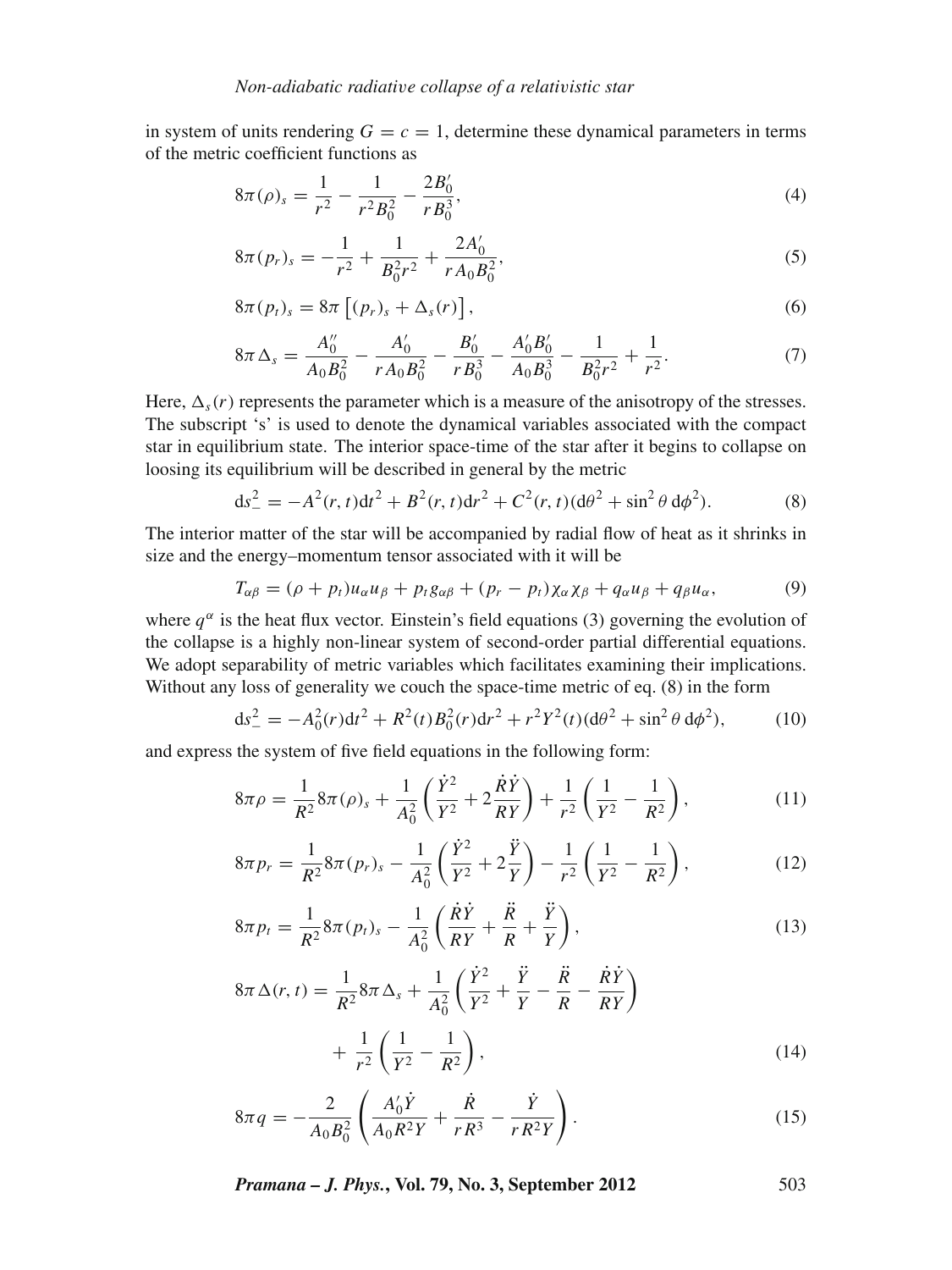in system of units rendering $G = c = 1$, determine these dynamical parameters in terms of the metric coefficient functions as

$$8\pi(\rho)_s = \frac{1}{r^2} - \frac{1}{r^2 B_0^2} - \frac{2B_0'}{rB_0^3}, \tag{4}$$

$$8\pi(p_r)_s = -\frac{1}{r^2} + \frac{1}{B_0^2 r^2} + \frac{2A_0'}{rA_0 B_0^2}, \tag{5}$$

$$8\pi(p_t)_s = 8\pi\left[(p_r)_s + \Delta_s(r)\right], \tag{6}$$

$$8\pi\Delta_s = \frac{A_0''}{A_0 B_0^2} - \frac{A_0'}{rA_0 B_0^2} - \frac{B_0'}{rB_0^3} - \frac{A_0' B_0'}{A_0 B_0^3} - \frac{1}{B_0^2 r^2} + \frac{1}{r^2}. \tag{7}$$

Here, $\Delta_s(r)$ represents the parameter which is a measure of the anisotropy of the stresses. The subscript 's' is used to denote the dynamical variables associated with the compact star in equilibrium state. The interior space-time of the star after it begins to collapse on loosing its equilibrium will be described in general by the metric

$$\mathrm{d}s_-^2 = -A^2(r,t)\mathrm{d}t^2 + B^2(r,t)\mathrm{d}r^2 + C^2(r,t)(\mathrm{d}\theta^2 + \sin^2\theta\,\mathrm{d}\phi^2). \tag{8}$$

The interior matter of the star will be accompanied by radial flow of heat as it shrinks in size and the energy–momentum tensor associated with it will be

$$T_{\alpha\beta} = (\rho + p_t)u_\alpha u_\beta + p_t g_{\alpha\beta} + (p_r - p_t)\chi_\alpha\chi_\beta + q_\alpha u_\beta + q_\beta u_\alpha, \tag{9}$$

where $q^\alpha$ is the heat flux vector. Einstein's field equations (3) governing the evolution of the collapse is a highly non-linear system of second-order partial differential equations. We adopt separability of metric variables which facilitates examining their implications. Without any loss of generality we couch the space-time metric of eq. (8) in the form

$$\mathrm{d}s_-^2 = -A_0^2(r)\mathrm{d}t^2 + R^2(t)B_0^2(r)\mathrm{d}r^2 + r^2Y^2(t)(\mathrm{d}\theta^2 + \sin^2\theta\,\mathrm{d}\phi^2), \tag{10}$$

and express the system of five field equations in the following form:

$$8\pi\rho = \frac{1}{R^2}8\pi(\rho)_s + \frac{1}{A_0^2}\left(\frac{\dot{Y}^2}{Y^2} + 2\frac{\dot{R}\dot{Y}}{RY}\right) + \frac{1}{r^2}\left(\frac{1}{Y^2} - \frac{1}{R^2}\right), \tag{11}$$

$$8\pi p_r = \frac{1}{R^2}8\pi(p_r)_s - \frac{1}{A_0^2}\left(\frac{\dot{Y}^2}{Y^2} + 2\frac{\ddot{Y}}{Y}\right) - \frac{1}{r^2}\left(\frac{1}{Y^2} - \frac{1}{R^2}\right), \tag{12}$$

$$8\pi p_t = \frac{1}{R^2}8\pi(p_t)_s - \frac{1}{A_0^2}\left(\frac{\dot{R}\dot{Y}}{RY} + \frac{\ddot{R}}{R} + \frac{\ddot{Y}}{Y}\right), \tag{13}$$

$$8\pi\Delta(r,t) = \frac{1}{R^2}8\pi\Delta_s + \frac{1}{A_0^2}\left(\frac{\dot{Y}^2}{Y^2} + \frac{\ddot{Y}}{Y} - \frac{\ddot{R}}{R} - \frac{\dot{R}\dot{Y}}{RY}\right) + \frac{1}{r^2}\left(\frac{1}{Y^2} - \frac{1}{R^2}\right), \tag{14}$$

$$8\pi q = -\frac{2}{A_0 B_0^2}\left(\frac{A_0'\dot{Y}}{A_0 R^2 Y} + \frac{\dot{R}}{rR^3} - \frac{\dot{Y}}{rR^2 Y}\right). \tag{15}$$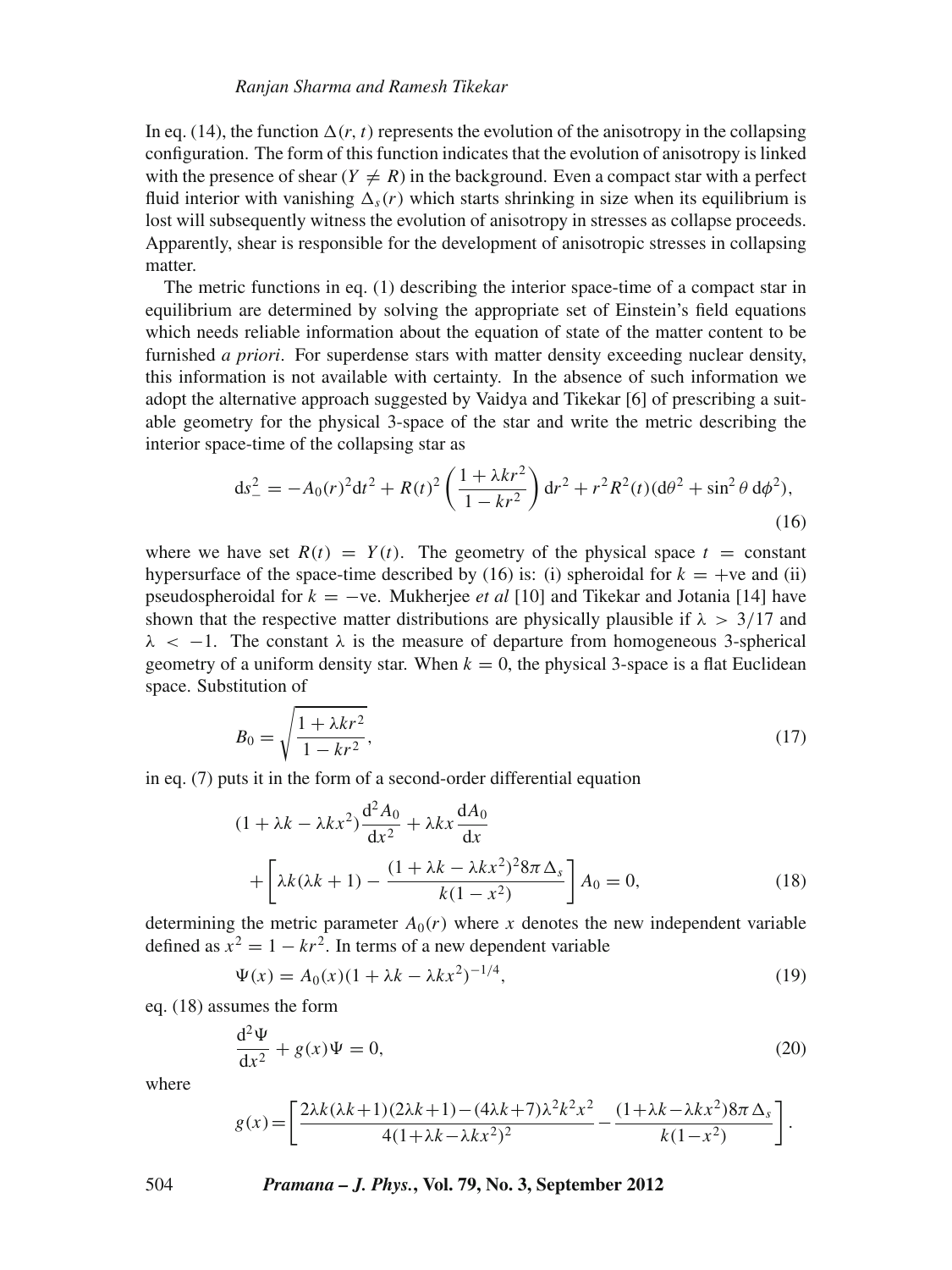In eq. (14), the function $\Delta(r, t)$ represents the evolution of the anisotropy in the collapsing configuration. The form of this function indicates that the evolution of anisotropy is linked with the presence of shear ($Y \neq R$) in the background. Even a compact star with a perfect fluid interior with vanishing $\Delta_s(r)$ which starts shrinking in size when its equilibrium is lost will subsequently witness the evolution of anisotropy in stresses as collapse proceeds. Apparently, shear is responsible for the development of anisotropic stresses in collapsing matter.

The metric functions in eq. (1) describing the interior space-time of a compact star in equilibrium are determined by solving the appropriate set of Einstein's field equations which needs reliable information about the equation of state of the matter content to be furnished *a priori*. For superdense stars with matter density exceeding nuclear density, this information is not available with certainty. In the absence of such information we adopt the alternative approach suggested by Vaidya and Tikekar [6] of prescribing a suitable geometry for the physical 3-space of the star and write the metric describing the interior space-time of the collapsing star as

$$\mathrm{d}s_{-}^{2} = -A_0(r)^2\mathrm{d}t^2 + R(t)^2\left(\frac{1+\lambda k r^2}{1-kr^2}\right)\mathrm{d}r^2 + r^2R^2(t)(\mathrm{d}\theta^2 + \sin^2\theta\,\mathrm{d}\phi^2), \tag{16}$$

where we have set $R(t) = Y(t)$. The geometry of the physical space $t$ = constant hypersurface of the space-time described by (16) is: (i) spheroidal for $k = +$ve and (ii) pseudospheroidal for $k = -$ve. Mukherjee *et al* [10] and Tikekar and Jotania [14] have shown that the respective matter distributions are physically plausible if $\lambda > 3/17$ and $\lambda < -1$. The constant $\lambda$ is the measure of departure from homogeneous 3-spherical geometry of a uniform density star. When $k = 0$, the physical 3-space is a flat Euclidean space. Substitution of

$$B_0 = \sqrt{\frac{1+\lambda k r^2}{1-kr^2}}, \tag{17}$$

in eq. (7) puts it in the form of a second-order differential equation

$$(1+\lambda k - \lambda k x^2)\frac{\mathrm{d}^2A_0}{\mathrm{d}x^2} + \lambda k x\frac{\mathrm{d}A_0}{\mathrm{d}x} + \left[\lambda k(\lambda k+1) - \frac{(1+\lambda k-\lambda k x^2)^2 8\pi\Delta_s}{k(1-x^2)}\right]A_0 = 0, \tag{18}$$

determining the metric parameter $A_0(r)$ where $x$ denotes the new independent variable defined as $x^2 = 1 - kr^2$. In terms of a new dependent variable

$$\Psi(x) = A_0(x)(1+\lambda k - \lambda k x^2)^{-1/4}, \tag{19}$$

eq. (18) assumes the form

$$\frac{\mathrm{d}^2\Psi}{\mathrm{d}x^2} + g(x)\Psi = 0, \tag{20}$$

where

$$g(x) = \left[\frac{2\lambda k(\lambda k+1)(2\lambda k+1) - (4\lambda k+7)\lambda^2k^2x^2}{4(1+\lambda k-\lambda k x^2)^2} - \frac{(1+\lambda k-\lambda k x^2)8\pi\Delta_s}{k(1-x^2)}\right].$$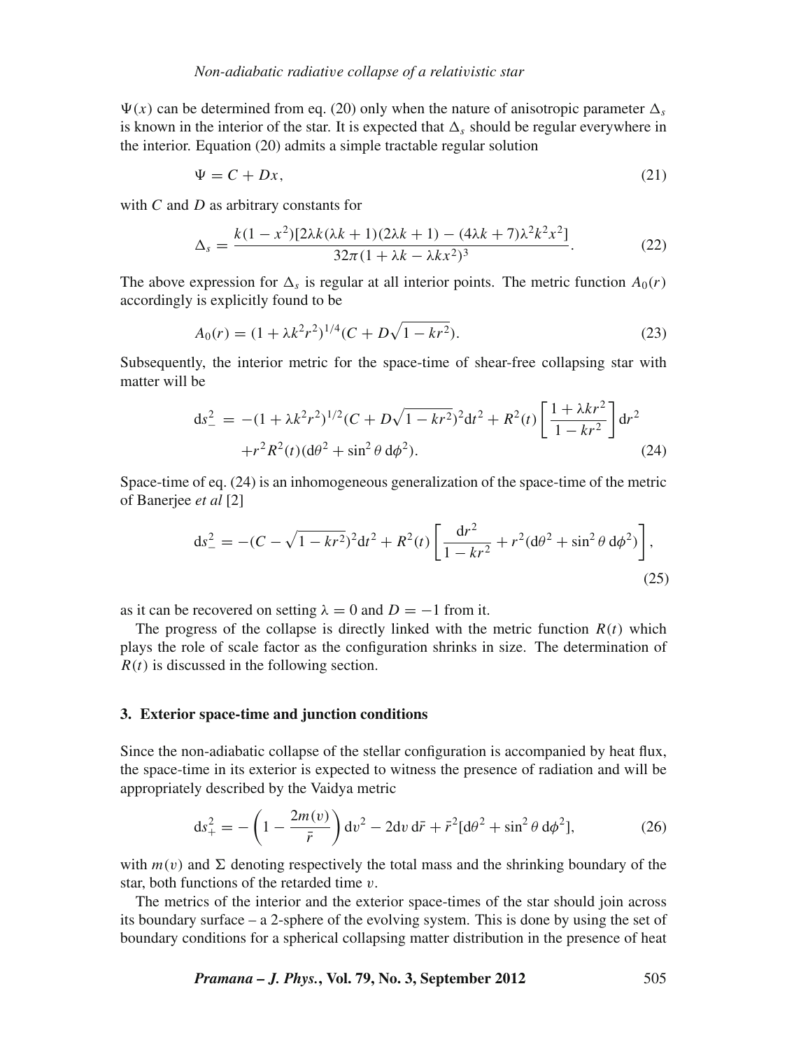$\Psi(x)$ can be determined from eq. (20) only when the nature of anisotropic parameter $\Delta_s$ is known in the interior of the star. It is expected that $\Delta_s$ should be regular everywhere in the interior. Equation (20) admits a simple tractable regular solution

$$\Psi = C + Dx, \tag{21}$$

with $C$ and $D$ as arbitrary constants for

$$\Delta_s = \frac{k(1-x^2)[2\lambda k(\lambda k+1)(2\lambda k+1) - (4\lambda k+7)\lambda^2 k^2 x^2]}{32\pi(1+\lambda k - \lambda k x^2)^3}. \tag{22}$$

The above expression for $\Delta_s$ is regular at all interior points. The metric function $A_0(r)$ accordingly is explicitly found to be

$$A_0(r) = (1+\lambda k^2 r^2)^{1/4}(C + D\sqrt{1-kr^2}). \tag{23}$$

Subsequently, the interior metric for the space-time of shear-free collapsing star with matter will be

$$\begin{aligned} \mathrm{d}s_-^2 = & -(1+\lambda k^2 r^2)^{1/2}(C + D\sqrt{1-kr^2})^2 \mathrm{d}t^2 + R^2(t)\left[\frac{1+\lambda k r^2}{1-kr^2}\right]\mathrm{d}r^2 \\ & + r^2 R^2(t)(\mathrm{d}\theta^2 + \sin^2\theta\,\mathrm{d}\phi^2). \end{aligned} \tag{24}$$

Space-time of eq. (24) is an inhomogeneous generalization of the space-time of the metric of Banerjee *et al* [2]

$$\mathrm{d}s_-^2 = -(C - \sqrt{1-kr^2})^2 \mathrm{d}t^2 + R^2(t)\left[\frac{\mathrm{d}r^2}{1-kr^2} + r^2(\mathrm{d}\theta^2 + \sin^2\theta\,\mathrm{d}\phi^2)\right], \tag{25}$$

as it can be recovered on setting $\lambda = 0$ and $D = -1$ from it.

The progress of the collapse is directly linked with the metric function $R(t)$ which plays the role of scale factor as the configuration shrinks in size. The determination of $R(t)$ is discussed in the following section.

## 3. Exterior space-time and junction conditions

Since the non-adiabatic collapse of the stellar configuration is accompanied by heat flux, the space-time in its exterior is expected to witness the presence of radiation and will be appropriately described by the Vaidya metric

$$\mathrm{d}s_+^2 = -\left(1 - \frac{2m(v)}{\bar{r}}\right)\mathrm{d}v^2 - 2\mathrm{d}v\,\mathrm{d}\bar{r} + \bar{r}^2[\mathrm{d}\theta^2 + \sin^2\theta\,\mathrm{d}\phi^2], \tag{26}$$

with $m(v)$ and $\Sigma$ denoting respectively the total mass and the shrinking boundary of the star, both functions of the retarded time $v$.

The metrics of the interior and the exterior space-times of the star should join across its boundary surface – a 2-sphere of the evolving system. This is done by using the set of boundary conditions for a spherical collapsing matter distribution in the presence of heat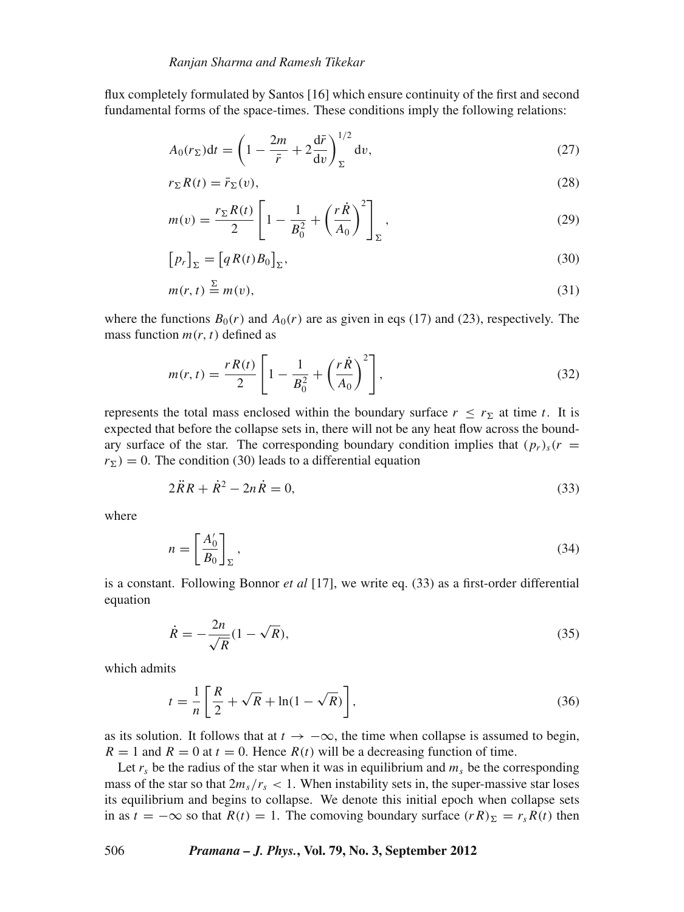flux completely formulated by Santos [16] which ensure continuity of the first and second fundamental forms of the space-times. These conditions imply the following relations:

$$A_0(r_\Sigma)\mathrm{d}t = \left(1 - \frac{2m}{\bar{r}} + 2\frac{\mathrm{d}\bar{r}}{\mathrm{d}v}\right)_\Sigma^{1/2} \mathrm{d}v, \tag{27}$$

$$r_\Sigma R(t) = \bar{r}_\Sigma(v), \tag{28}$$

$$m(v) = \frac{r_\Sigma R(t)}{2}\left[1 - \frac{1}{B_0^2} + \left(\frac{r\dot{R}}{A_0}\right)^2\right]_\Sigma, \tag{29}$$

$$\left[p_r\right]_\Sigma = \left[qR(t)B_0\right]_\Sigma, \tag{30}$$

$$m(r,t) \stackrel{\Sigma}{=} m(v), \tag{31}$$

where the functions $B_0(r)$ and $A_0(r)$ are as given in eqs (17) and (23), respectively. The mass function $m(r,t)$ defined as

$$m(r,t) = \frac{rR(t)}{2}\left[1 - \frac{1}{B_0^2} + \left(\frac{r\dot{R}}{A_0}\right)^2\right], \tag{32}$$

represents the total mass enclosed within the boundary surface $r \leq r_\Sigma$ at time $t$. It is expected that before the collapse sets in, there will not be any heat flow across the boundary surface of the star. The corresponding boundary condition implies that $(p_r)_s(r = r_\Sigma) = 0$. The condition (30) leads to a differential equation

$$2\ddot{R}R + \dot{R}^2 - 2n\dot{R} = 0, \tag{33}$$

where

$$n = \left[\frac{A_0'}{B_0}\right]_\Sigma, \tag{34}$$

is a constant. Following Bonnor *et al* [17], we write eq. (33) as a first-order differential equation

$$\dot{R} = -\frac{2n}{\sqrt{R}}(1 - \sqrt{R}), \tag{35}$$

which admits

$$t = \frac{1}{n}\left[\frac{R}{2} + \sqrt{R} + \ln(1 - \sqrt{R})\right], \tag{36}$$

as its solution. It follows that at $t \to -\infty$, the time when collapse is assumed to begin, $R = 1$ and $R = 0$ at $t = 0$. Hence $R(t)$ will be a decreasing function of time.

Let $r_s$ be the radius of the star when it was in equilibrium and $m_s$ be the corresponding mass of the star so that $2m_s/r_s < 1$. When instability sets in, the super-massive star loses its equilibrium and begins to collapse. We denote this initial epoch when collapse sets in as $t = -\infty$ so that $R(t) = 1$. The comoving boundary surface $(rR)_\Sigma = r_s R(t)$ then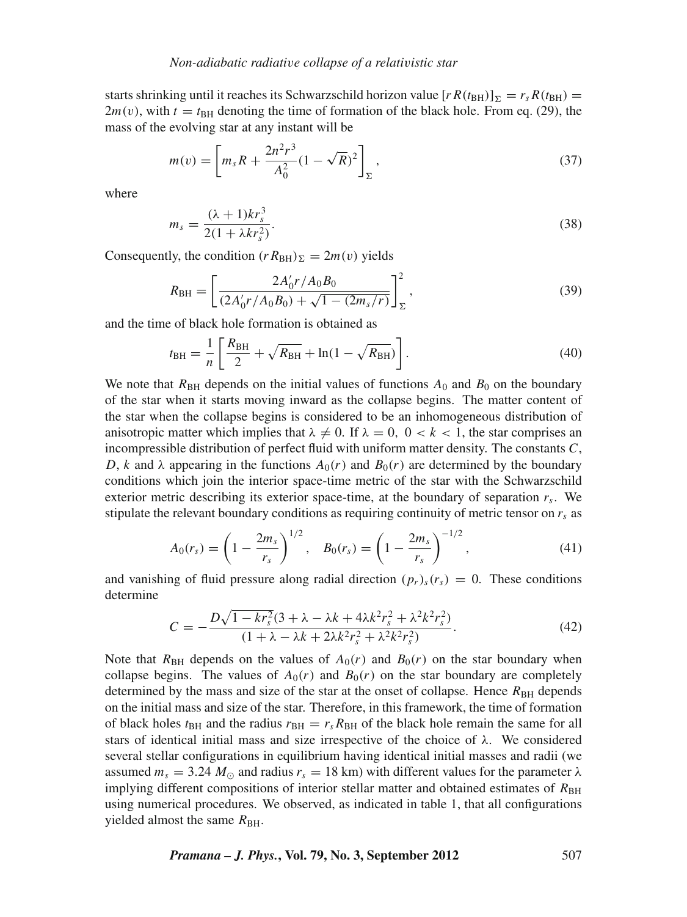starts shrinking until it reaches its Schwarzschild horizon value $[rR(t_{\rm BH})]_\Sigma = r_s R(t_{\rm BH}) = 2m(v)$, with $t = t_{\rm BH}$ denoting the time of formation of the black hole. From eq. (29), the mass of the evolving star at any instant will be

$$m(v) = \left[ m_s R + \frac{2n^2 r^3}{A_0^2}(1 - \sqrt{R})^2 \right]_\Sigma , \tag{37}$$

where

$$m_s = \frac{(\lambda + 1)k r_s^3}{2(1 + \lambda k r_s^2)}. \tag{38}$$

Consequently, the condition $(rR_{\rm BH})_\Sigma = 2m(v)$ yields

$$R_{\rm BH} = \left[ \frac{2A_0' r / A_0 B_0}{(2A_0' r / A_0 B_0) + \sqrt{1 - (2m_s/r)}} \right]_\Sigma^2 , \tag{39}$$

and the time of black hole formation is obtained as

$$t_{\rm BH} = \frac{1}{n}\left[ \frac{R_{\rm BH}}{2} + \sqrt{R_{\rm BH}} + \ln(1 - \sqrt{R_{\rm BH}}) \right]. \tag{40}$$

We note that $R_{\rm BH}$ depends on the initial values of functions $A_0$ and $B_0$ on the boundary of the star when it starts moving inward as the collapse begins. The matter content of the star when the collapse begins is considered to be an inhomogeneous distribution of anisotropic matter which implies that $\lambda \neq 0$. If $\lambda = 0,\ 0 < k < 1$, the star comprises an incompressible distribution of perfect fluid with uniform matter density. The constants $C$, $D$, $k$ and $\lambda$ appearing in the functions $A_0(r)$ and $B_0(r)$ are determined by the boundary conditions which join the interior space-time metric of the star with the Schwarzschild exterior metric describing its exterior space-time, at the boundary of separation $r_s$. We stipulate the relevant boundary conditions as requiring continuity of metric tensor on $r_s$ as

$$A_0(r_s) = \left(1 - \frac{2m_s}{r_s}\right)^{1/2}, \quad B_0(r_s) = \left(1 - \frac{2m_s}{r_s}\right)^{-1/2}, \tag{41}$$

and vanishing of fluid pressure along radial direction $(p_r)_s(r_s) = 0$. These conditions determine

$$C = -\frac{D\sqrt{1 - k r_s^2}(3 + \lambda - \lambda k + 4\lambda k^2 r_s^2 + \lambda^2 k^2 r_s^2)}{(1 + \lambda - \lambda k + 2\lambda k^2 r_s^2 + \lambda^2 k^2 r_s^2)}. \tag{42}$$

Note that $R_{\rm BH}$ depends on the values of $A_0(r)$ and $B_0(r)$ on the star boundary when collapse begins. The values of $A_0(r)$ and $B_0(r)$ on the star boundary are completely determined by the mass and size of the star at the onset of collapse. Hence $R_{\rm BH}$ depends on the initial mass and size of the star. Therefore, in this framework, the time of formation of black holes $t_{\rm BH}$ and the radius $r_{\rm BH} = r_s R_{\rm BH}$ of the black hole remain the same for all stars of identical initial mass and size irrespective of the choice of $\lambda$. We considered several stellar configurations in equilibrium having identical initial masses and radii (we assumed $m_s = 3.24\ M_\odot$ and radius $r_s = 18$ km) with different values for the parameter $\lambda$ implying different compositions of interior stellar matter and obtained estimates of $R_{\rm BH}$ using numerical procedures. We observed, as indicated in table 1, that all configurations yielded almost the same $R_{\rm BH}$.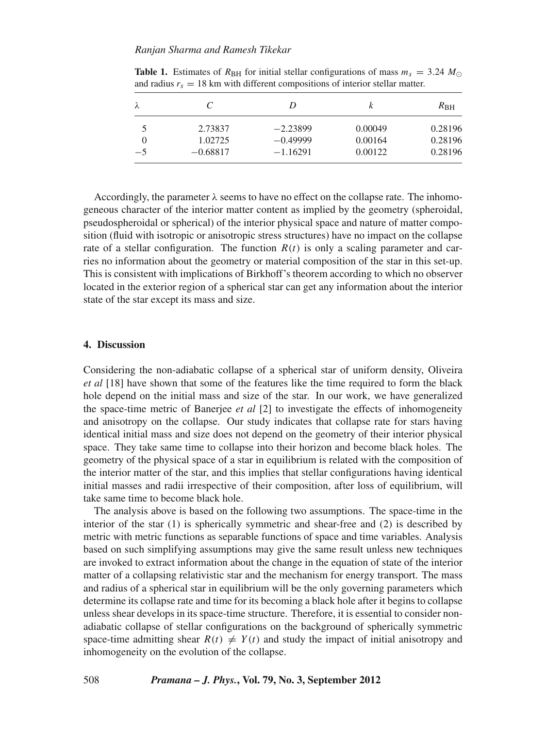**Table 1.** Estimates of $R_{\text{BH}}$ for initial stellar configurations of mass $m_s = 3.24\ M_\odot$ and radius $r_s = 18$ km with different compositions of interior stellar matter.

| $\lambda$ | $C$ | $D$ | $k$ | $R_{\text{BH}}$ |
|---|---|---|---|---|
| 5 | 2.73837 | −2.23899 | 0.00049 | 0.28196 |
| 0 | 1.02725 | −0.49999 | 0.00164 | 0.28196 |
| −5 | −0.68817 | −1.16291 | 0.00122 | 0.28196 |

Accordingly, the parameter $\lambda$ seems to have no effect on the collapse rate. The inhomogeneous character of the interior matter content as implied by the geometry (spheroidal, pseudospheroidal or spherical) of the interior physical space and nature of matter composition (fluid with isotropic or anisotropic stress structures) have no impact on the collapse rate of a stellar configuration. The function $R(t)$ is only a scaling parameter and carries no information about the geometry or material composition of the star in this set-up. This is consistent with implications of Birkhoff's theorem according to which no observer located in the exterior region of a spherical star can get any information about the interior state of the star except its mass and size.

## 4. Discussion

Considering the non-adiabatic collapse of a spherical star of uniform density, Oliveira *et al* [18] have shown that some of the features like the time required to form the black hole depend on the initial mass and size of the star. In our work, we have generalized the space-time metric of Banerjee *et al* [2] to investigate the effects of inhomogeneity and anisotropy on the collapse. Our study indicates that collapse rate for stars having identical initial mass and size does not depend on the geometry of their interior physical space. They take same time to collapse into their horizon and become black holes. The geometry of the physical space of a star in equilibrium is related with the composition of the interior matter of the star, and this implies that stellar configurations having identical initial masses and radii irrespective of their composition, after loss of equilibrium, will take same time to become black hole.

The analysis above is based on the following two assumptions. The space-time in the interior of the star (1) is spherically symmetric and shear-free and (2) is described by metric with metric functions as separable functions of space and time variables. Analysis based on such simplifying assumptions may give the same result unless new techniques are invoked to extract information about the change in the equation of state of the interior matter of a collapsing relativistic star and the mechanism for energy transport. The mass and radius of a spherical star in equilibrium will be the only governing parameters which determine its collapse rate and time for its becoming a black hole after it begins to collapse unless shear develops in its space-time structure. Therefore, it is essential to consider non-adiabatic collapse of stellar configurations on the background of spherically symmetric space-time admitting shear $R(t) \neq Y(t)$ and study the impact of initial anisotropy and inhomogeneity on the evolution of the collapse.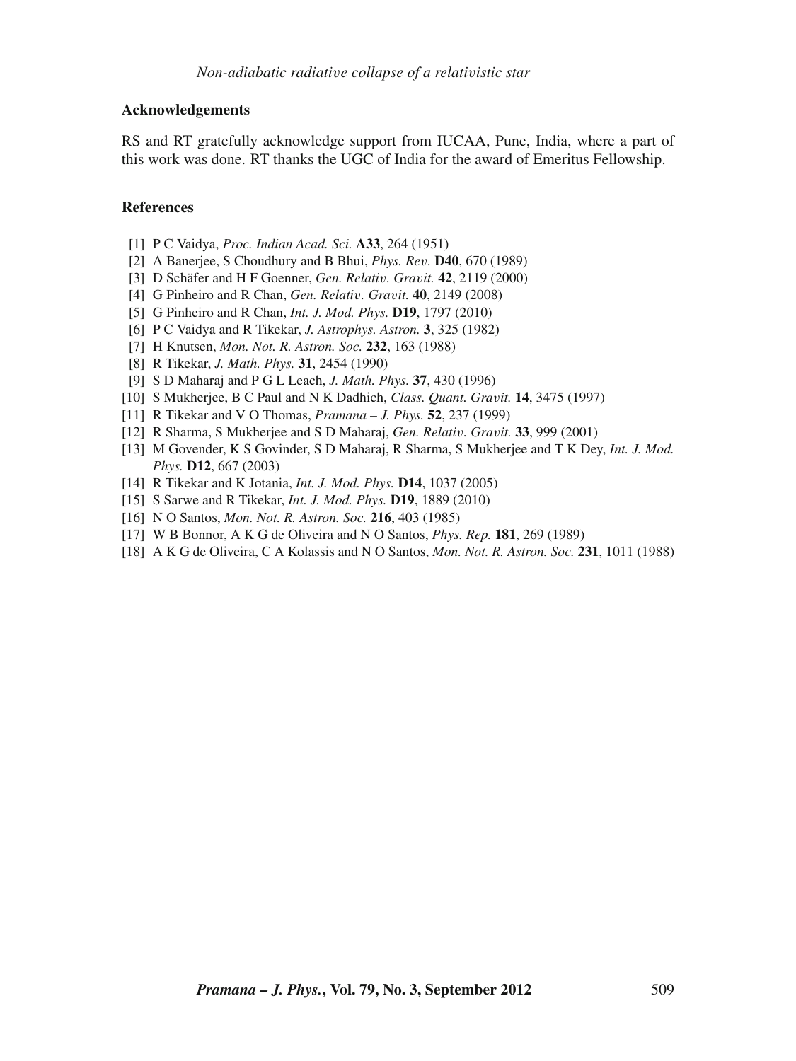## Acknowledgements

RS and RT gratefully acknowledge support from IUCAA, Pune, India, where a part of this work was done. RT thanks the UGC of India for the award of Emeritus Fellowship.

## References

[1] P C Vaidya, *Proc. Indian Acad. Sci.* **A33**, 264 (1951)
[2] A Banerjee, S Choudhury and B Bhui, *Phys. Rev.* **D40**, 670 (1989)
[3] D Schäfer and H F Goenner, *Gen. Relativ. Gravit.* **42**, 2119 (2000)
[4] G Pinheiro and R Chan, *Gen. Relativ. Gravit.* **40**, 2149 (2008)
[5] G Pinheiro and R Chan, *Int. J. Mod. Phys.* **D19**, 1797 (2010)
[6] P C Vaidya and R Tikekar, *J. Astrophys. Astron.* **3**, 325 (1982)
[7] H Knutsen, *Mon. Not. R. Astron. Soc.* **232**, 163 (1988)
[8] R Tikekar, *J. Math. Phys.* **31**, 2454 (1990)
[9] S D Maharaj and P G L Leach, *J. Math. Phys.* **37**, 430 (1996)
[10] S Mukherjee, B C Paul and N K Dadhich, *Class. Quant. Gravit.* **14**, 3475 (1997)
[11] R Tikekar and V O Thomas, *Pramana – J. Phys.* **52**, 237 (1999)
[12] R Sharma, S Mukherjee and S D Maharaj, *Gen. Relativ. Gravit.* **33**, 999 (2001)
[13] M Govender, K S Govinder, S D Maharaj, R Sharma, S Mukherjee and T K Dey, *Int. J. Mod. Phys.* **D12**, 667 (2003)
[14] R Tikekar and K Jotania, *Int. J. Mod. Phys.* **D14**, 1037 (2005)
[15] S Sarwe and R Tikekar, *Int. J. Mod. Phys.* **D19**, 1889 (2010)
[16] N O Santos, *Mon. Not. R. Astron. Soc.* **216**, 403 (1985)
[17] W B Bonnor, A K G de Oliveira and N O Santos, *Phys. Rep.* **181**, 269 (1989)
[18] A K G de Oliveira, C A Kolassis and N O Santos, *Mon. Not. R. Astron. Soc.* **231**, 1011 (1988)